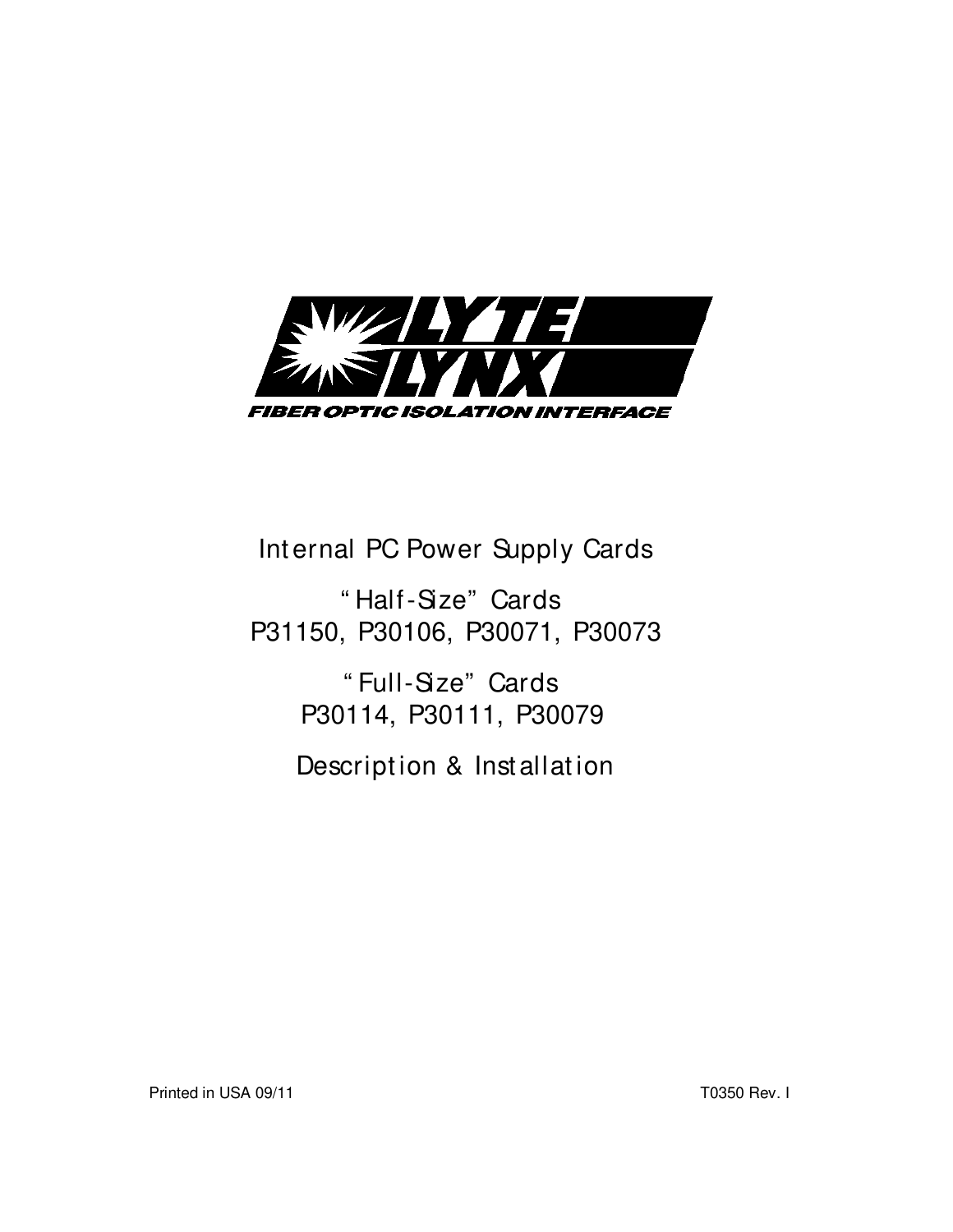LYTE LYNX

FIBER OPTIC ISOLATION INTERFACE

# Internal PC Power Supply Cards

## "Half-Size" Cards
P31150, P30106, P30071, P30073

## "Full-Size" Cards
P30114, P30111, P30079

## Description & Installation

Printed in USA 09/11

T0350 Rev. I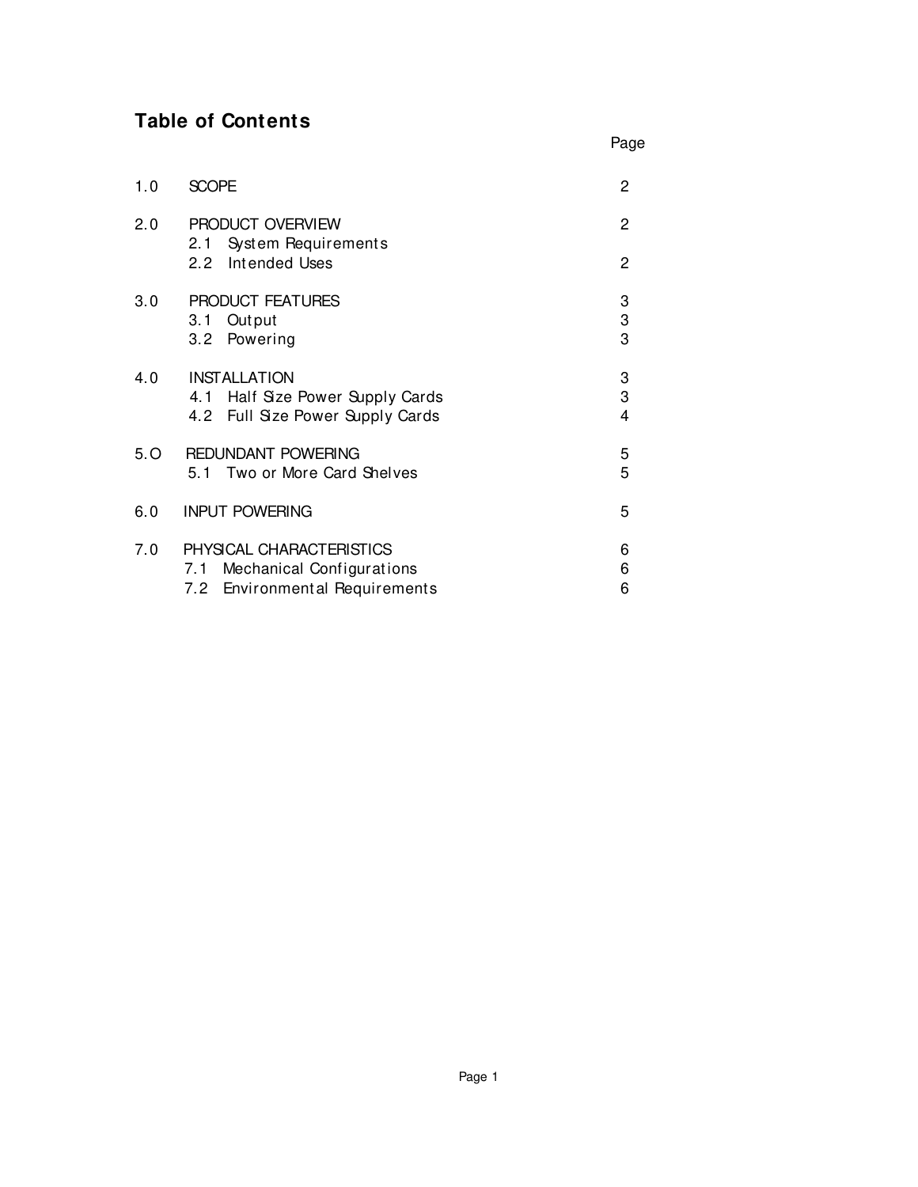# Table of Contents

| | | Page |
|---|---|---|
| 1.0 | SCOPE | 2 |
| 2.0 | PRODUCT OVERVIEW | 2 |
| | 2.1 System Requirements | |
| | 2.2 Intended Uses | 2 |
| 3.0 | PRODUCT FEATURES | 3 |
| | 3.1 Output | 3 |
| | 3.2 Powering | 3 |
| 4.0 | INSTALLATION | 3 |
| | 4.1 Half Size Power Supply Cards | 3 |
| | 4.2 Full Size Power Supply Cards | 4 |
| 5.O | REDUNDANT POWERING | 5 |
| | 5.1 Two or More Card Shelves | 5 |
| 6.0 | INPUT POWERING | 5 |
| 7.0 | PHYSICAL CHARACTERISTICS | 6 |
| | 7.1 Mechanical Configurations | 6 |
| | 7.2 Environmental Requirements | 6 |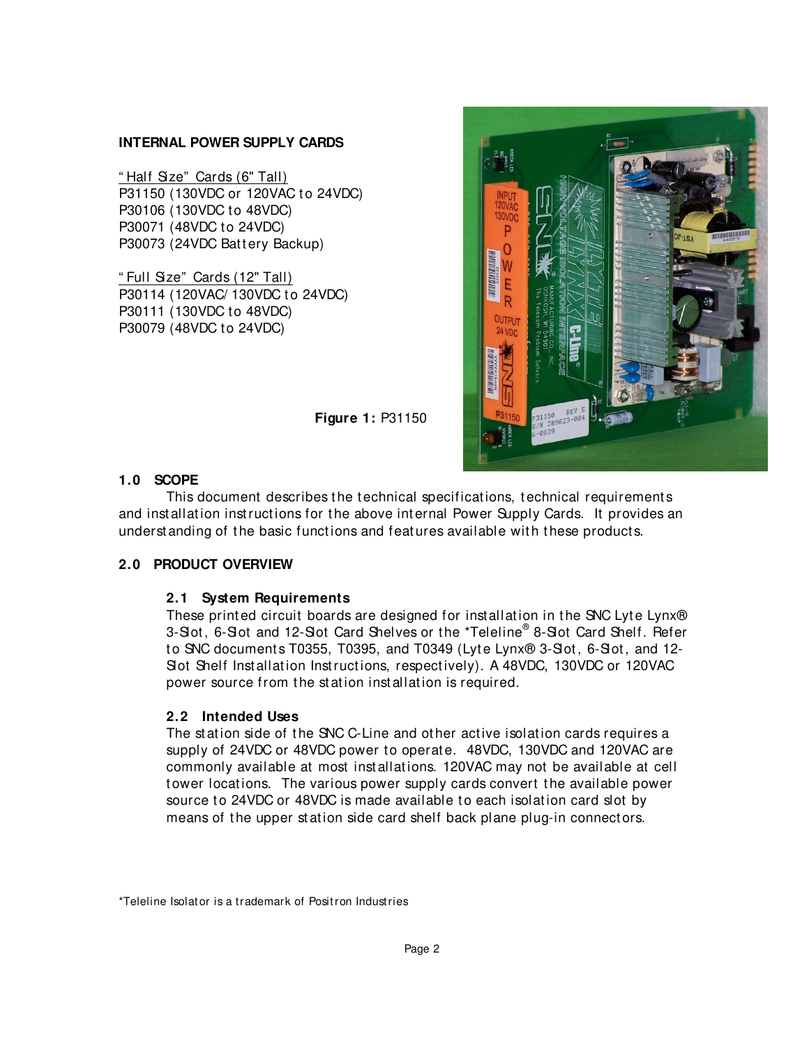**INTERNAL POWER SUPPLY CARDS**

"Half Size" Cards (6" Tall)
P31150 (130VDC or 120VAC to 24VDC)
P30106 (130VDC to 48VDC)
P30071 (48VDC to 24VDC)
P30073 (24VDC Battery Backup)

"Full Size" Cards (12" Tall)
P30114 (120VAC/130VDC to 24VDC)
P30111 (130VDC to 48VDC)
P30079 (48VDC to 24VDC)

**Figure 1:** P31150

## 1.0 SCOPE

This document describes the technical specifications, technical requirements and installation instructions for the above internal Power Supply Cards. It provides an understanding of the basic functions and features available with these products.

## 2.0 PRODUCT OVERVIEW

### 2.1 System Requirements

These printed circuit boards are designed for installation in the SNC Lyte Lynx® 3-Slot, 6-Slot and 12-Slot Card Shelves or the *Teleline® 8-Slot Card Shelf. Refer to SNC documents T0355, T0395, and T0349 (Lyte Lynx® 3-Slot, 6-Slot, and 12-Slot Shelf Installation Instructions, respectively). A 48VDC, 130VDC or 120VAC power source from the station installation is required.

### 2.2 Intended Uses

The station side of the SNC C-Line and other active isolation cards requires a supply of 24VDC or 48VDC power to operate. 48VDC, 130VDC and 120VAC are commonly available at most installations. 120VAC may not be available at cell tower locations. The various power supply cards convert the available power source to 24VDC or 48VDC is made available to each isolation card slot by means of the upper station side card shelf back plane plug-in connectors.

*Teleline Isolator is a trademark of Positron Industries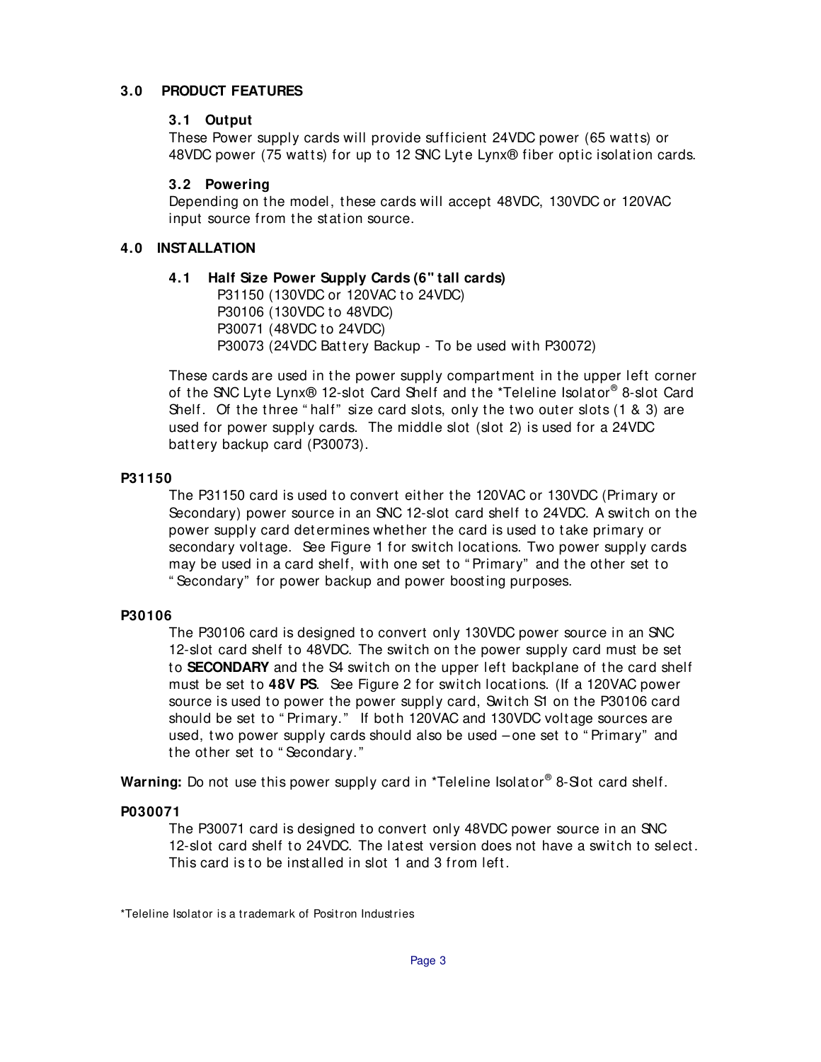## 3.0 PRODUCT FEATURES

### 3.1 Output

These Power supply cards will provide sufficient 24VDC power (65 watts) or 48VDC power (75 watts) for up to 12 SNC Lyte Lynx® fiber optic isolation cards.

### 3.2 Powering

Depending on the model, these cards will accept 48VDC, 130VDC or 120VAC input source from the station source.

## 4.0 INSTALLATION

### 4.1 Half Size Power Supply Cards (6" tall cards)

P31150 (130VDC or 120VAC to 24VDC)
P30106 (130VDC to 48VDC)
P30071 (48VDC to 24VDC)
P30073 (24VDC Battery Backup - To be used with P30072)

These cards are used in the power supply compartment in the upper left corner of the SNC Lyte Lynx® 12-slot Card Shelf and the *Teleline Isolator® 8-slot Card Shelf. Of the three "half" size card slots, only the two outer slots (1 & 3) are used for power supply cards. The middle slot (slot 2) is used for a 24VDC battery backup card (P30073).

**P31150**

The P31150 card is used to convert either the 120VAC or 130VDC (Primary or Secondary) power source in an SNC 12-slot card shelf to 24VDC. A switch on the power supply card determines whether the card is used to take primary or secondary voltage. See Figure 1 for switch locations. Two power supply cards may be used in a card shelf, with one set to "Primary" and the other set to "Secondary" for power backup and power boosting purposes.

**P30106**

The P30106 card is designed to convert only 130VDC power source in an SNC 12-slot card shelf to 48VDC. The switch on the power supply card must be set to **SECONDARY** and the S4 switch on the upper left backplane of the card shelf must be set to **48V PS**. See Figure 2 for switch locations. (If a 120VAC power source is used to power the power supply card, Switch S1 on the P30106 card should be set to "Primary." If both 120VAC and 130VDC voltage sources are used, two power supply cards should also be used – one set to "Primary" and the other set to "Secondary."

**Warning:** Do not use this power supply card in *Teleline Isolator® 8-Slot card shelf.

**P030071**

The P30071 card is designed to convert only 48VDC power source in an SNC 12-slot card shelf to 24VDC. The latest version does not have a switch to select. This card is to be installed in slot 1 and 3 from left.

*Teleline Isolator is a trademark of Positron Industries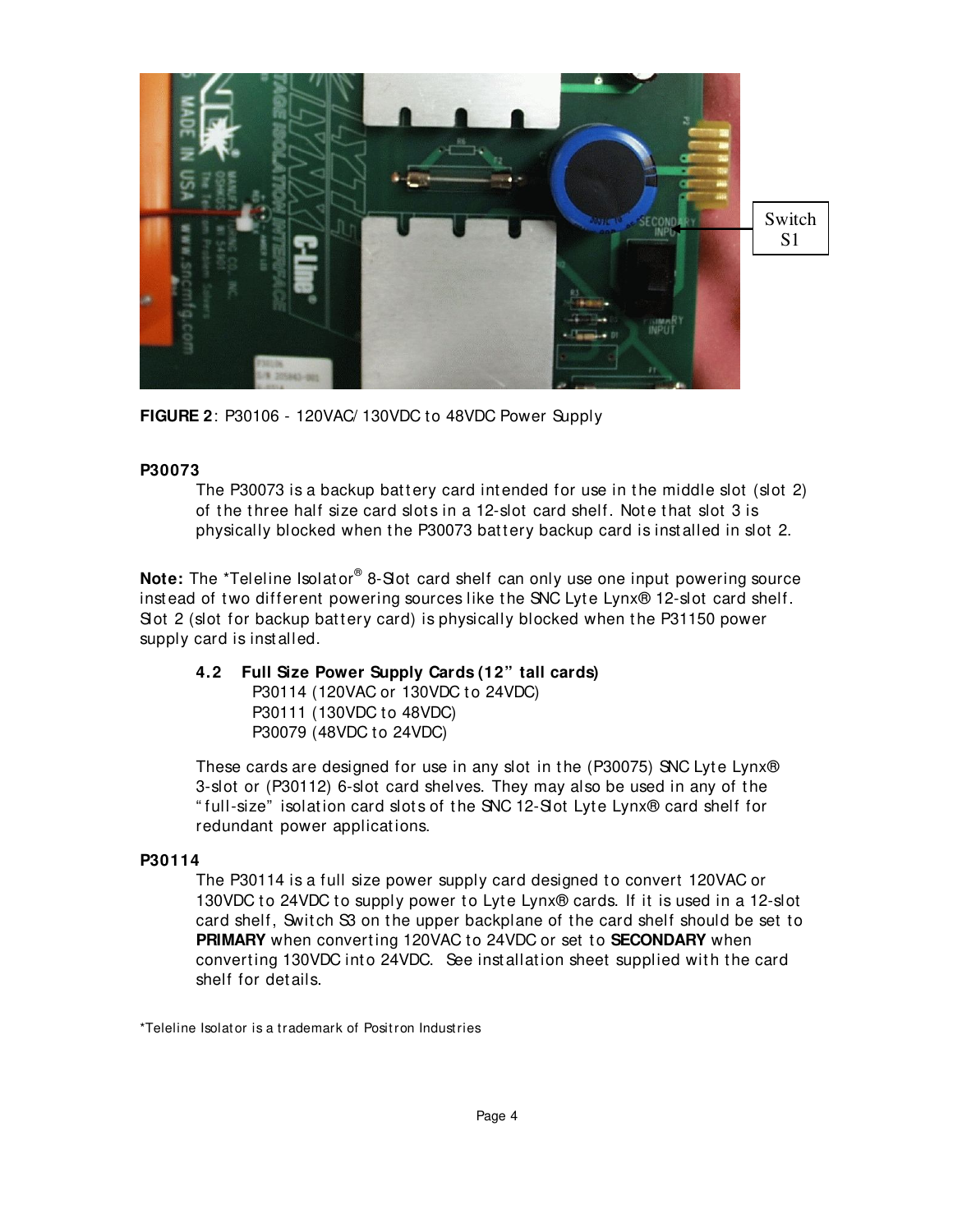Switch S1

**FIGURE 2**: P30106 - 120VAC/130VDC to 48VDC Power Supply

**P30073**

The P30073 is a backup battery card intended for use in the middle slot (slot 2) of the three half size card slots in a 12-slot card shelf. Note that slot 3 is physically blocked when the P30073 battery backup card is installed in slot 2.

**Note:** The *Teleline Isolator® 8-Slot card shelf can only use one input powering source instead of two different powering sources like the SNC Lyte Lynx® 12-slot card shelf. Slot 2 (slot for backup battery card) is physically blocked when the P31150 power supply card is installed.

### 4.2 Full Size Power Supply Cards (12" tall cards)

P30114 (120VAC or 130VDC to 24VDC)
P30111 (130VDC to 48VDC)
P30079 (48VDC to 24VDC)

These cards are designed for use in any slot in the (P30075) SNC Lyte Lynx® 3-slot or (P30112) 6-slot card shelves. They may also be used in any of the "full-size" isolation card slots of the SNC 12-Slot Lyte Lynx® card shelf for redundant power applications.

**P30114**

The P30114 is a full size power supply card designed to convert 120VAC or 130VDC to 24VDC to supply power to Lyte Lynx® cards. If it is used in a 12-slot card shelf, Switch S3 on the upper backplane of the card shelf should be set to **PRIMARY** when converting 120VAC to 24VDC or set to **SECONDARY** when converting 130VDC into 24VDC. See installation sheet supplied with the card shelf for details.

*Teleline Isolator is a trademark of Positron Industries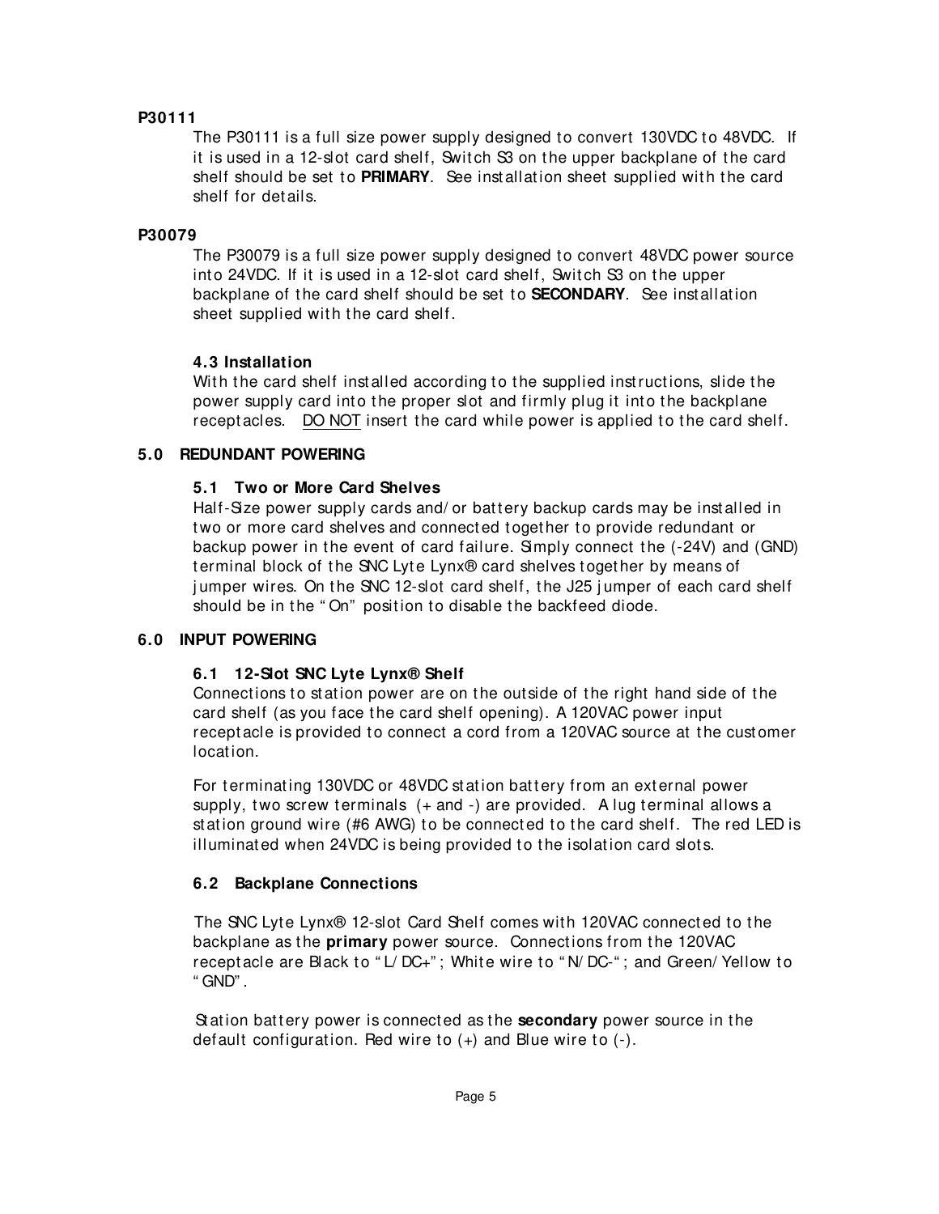**P30111**

The P30111 is a full size power supply designed to convert 130VDC to 48VDC. If it is used in a 12-slot card shelf, Switch S3 on the upper backplane of the card shelf should be set to **PRIMARY**. See installation sheet supplied with the card shelf for details.

**P30079**

The P30079 is a full size power supply designed to convert 48VDC power source into 24VDC. If it is used in a 12-slot card shelf, Switch S3 on the upper backplane of the card shelf should be set to **SECONDARY**. See installation sheet supplied with the card shelf.

### 4.3 Installation

With the card shelf installed according to the supplied instructions, slide the power supply card into the proper slot and firmly plug it into the backplane receptacles. <u>DO NOT</u> insert the card while power is applied to the card shelf.

## 5.0 REDUNDANT POWERING

### 5.1 Two or More Card Shelves

Half-Size power supply cards and/or battery backup cards may be installed in two or more card shelves and connected together to provide redundant or backup power in the event of card failure. Simply connect the (-24V) and (GND) terminal block of the SNC Lyte Lynx® card shelves together by means of jumper wires. On the SNC 12-slot card shelf, the J25 jumper of each card shelf should be in the "On" position to disable the backfeed diode.

## 6.0 INPUT POWERING

### 6.1 12-Slot SNC Lyte Lynx® Shelf

Connections to station power are on the outside of the right hand side of the card shelf (as you face the card shelf opening). A 120VAC power input receptacle is provided to connect a cord from a 120VAC source at the customer location.

For terminating 130VDC or 48VDC station battery from an external power supply, two screw terminals (+ and -) are provided. A lug terminal allows a station ground wire (#6 AWG) to be connected to the card shelf. The red LED is illuminated when 24VDC is being provided to the isolation card slots.

### 6.2 Backplane Connections

The SNC Lyte Lynx® 12-slot Card Shelf comes with 120VAC connected to the backplane as the **primary** power source. Connections from the 120VAC receptacle are Black to "L/DC+"; White wire to "N/DC-"; and Green/Yellow to "GND".

Station battery power is connected as the **secondary** power source in the default configuration. Red wire to (+) and Blue wire to (-).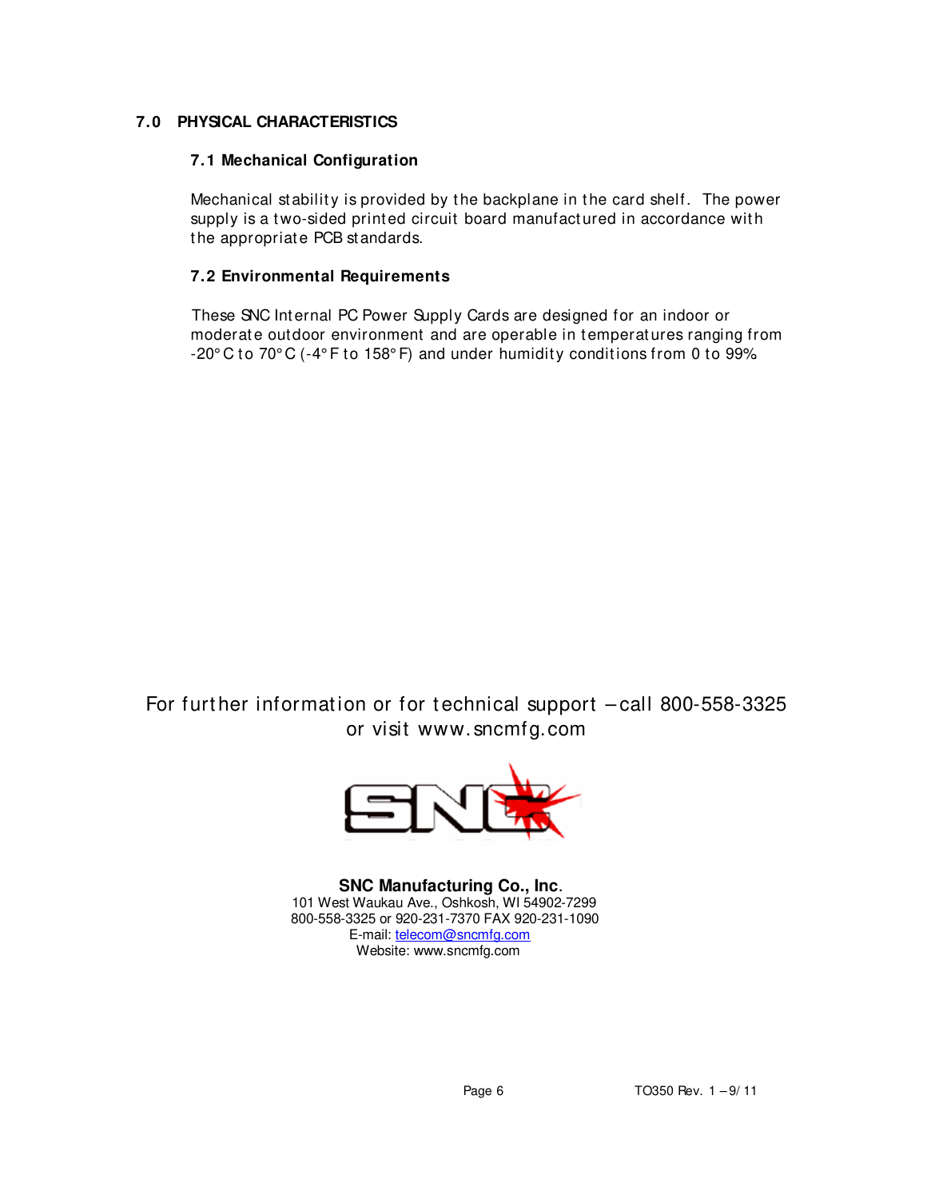## 7.0 PHYSICAL CHARACTERISTICS

### 7.1 Mechanical Configuration

Mechanical stability is provided by the backplane in the card shelf. The power supply is a two-sided printed circuit board manufactured in accordance with the appropriate PCB standards.

### 7.2 Environmental Requirements

These SNC Internal PC Power Supply Cards are designed for an indoor or moderate outdoor environment and are operable in temperatures ranging from -20° C to 70° C (-4° F to 158° F) and under humidity conditions from 0 to 99%.

For further information or for technical support – call 800-558-3325 or visit www.sncmfg.com

**SNC Manufacturing Co., Inc.**
101 West Waukau Ave., Oshkosh, WI 54902-7299
800-558-3325 or 920-231-7370 FAX 920-231-1090
E-mail: telecom@sncmfg.com
Website: www.sncmfg.com

TO350 Rev. 1 – 9/11